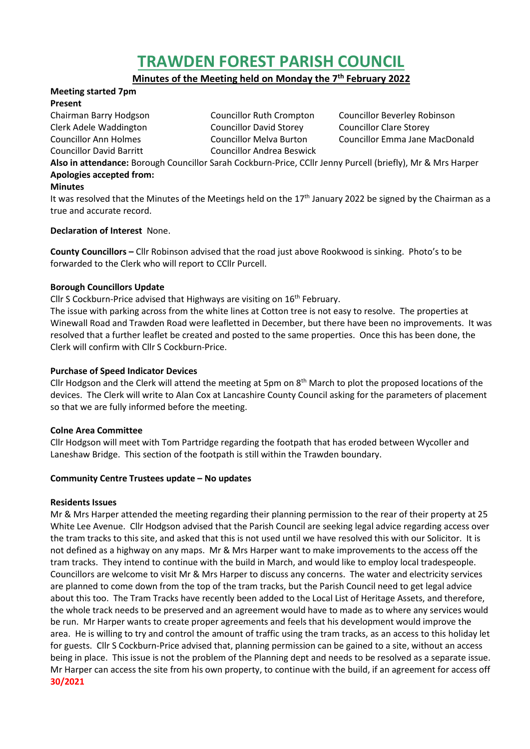# TRAWDEN FOREST PARISH COUNCIL

## Minutes of the Meeting held on Monday the 7th February 2022

**Meeting started 7pm**

**Present**

Chairman Barry Hodgson
Clerk Adele Waddington
Councillor Ann Holmes
Councillor David Barritt
Councillor Ruth Crompton
Councillor David Storey
Councillor Melva Burton
Councillor Andrea Beswick
Councillor Beverley Robinson
Councillor Clare Storey
Councillor Emma Jane MacDonald

**Also in attendance:** Borough Councillor Sarah Cockburn-Price, CCllr Jenny Purcell (briefly), Mr & Mrs Harper

**Apologies accepted from:**

**Minutes**

It was resolved that the Minutes of the Meetings held on the 17th January 2022 be signed by the Chairman as a true and accurate record.

**Declaration of Interest** None.

**County Councillors –** Cllr Robinson advised that the road just above Rookwood is sinking. Photo's to be forwarded to the Clerk who will report to CCllr Purcell.

**Borough Councillors Update**

Cllr S Cockburn-Price advised that Highways are visiting on 16th February.

The issue with parking across from the white lines at Cotton tree is not easy to resolve. The properties at Winewall Road and Trawden Road were leafletted in December, but there have been no improvements. It was resolved that a further leaflet be created and posted to the same properties. Once this has been done, the Clerk will confirm with Cllr S Cockburn-Price.

**Purchase of Speed Indicator Devices**

Cllr Hodgson and the Clerk will attend the meeting at 5pm on 8th March to plot the proposed locations of the devices. The Clerk will write to Alan Cox at Lancashire County Council asking for the parameters of placement so that we are fully informed before the meeting.

**Colne Area Committee**

Cllr Hodgson will meet with Tom Partridge regarding the footpath that has eroded between Wycoller and Laneshaw Bridge. This section of the footpath is still within the Trawden boundary.

**Community Centre Trustees update – No updates**

**Residents Issues**

Mr & Mrs Harper attended the meeting regarding their planning permission to the rear of their property at 25 White Lee Avenue. Cllr Hodgson advised that the Parish Council are seeking legal advice regarding access over the tram tracks to this site, and asked that this is not used until we have resolved this with our Solicitor. It is not defined as a highway on any maps. Mr & Mrs Harper want to make improvements to the access off the tram tracks. They intend to continue with the build in March, and would like to employ local tradespeople. Councillors are welcome to visit Mr & Mrs Harper to discuss any concerns. The water and electricity services are planned to come down from the top of the tram tracks, but the Parish Council need to get legal advice about this too. The Tram Tracks have recently been added to the Local List of Heritage Assets, and therefore, the whole track needs to be preserved and an agreement would have to made as to where any services would be run. Mr Harper wants to create proper agreements and feels that his development would improve the area. He is willing to try and control the amount of traffic using the tram tracks, as an access to this holiday let for guests. Cllr S Cockburn-Price advised that, planning permission can be gained to a site, without an access being in place. This issue is not the problem of the Planning dept and needs to be resolved as a separate issue. Mr Harper can access the site from his own property, to continue with the build, if an agreement for access off

**30/2021**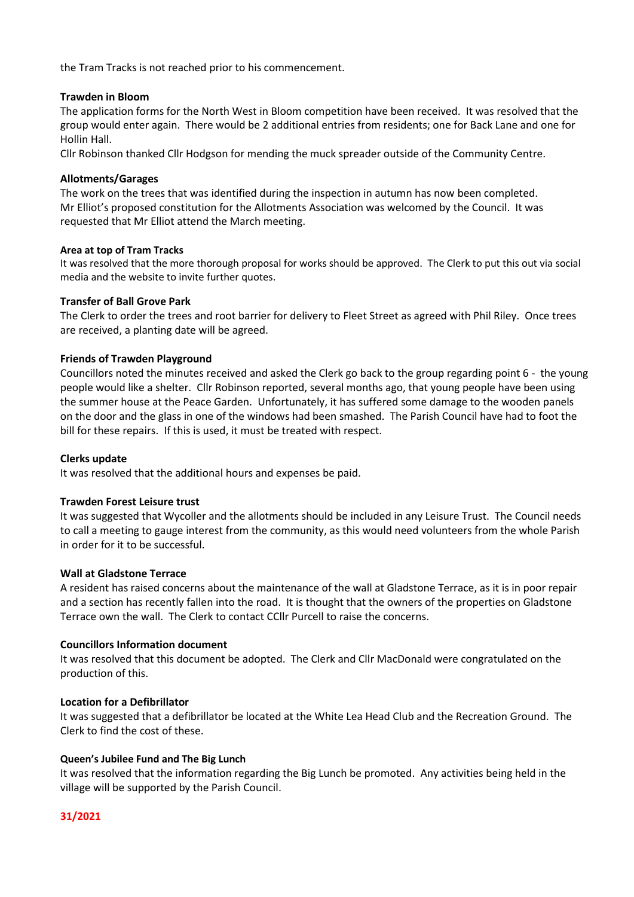the Tram Tracks is not reached prior to his commencement.

**Trawden in Bloom**

The application forms for the North West in Bloom competition have been received. It was resolved that the group would enter again. There would be 2 additional entries from residents; one for Back Lane and one for Hollin Hall.

Cllr Robinson thanked Cllr Hodgson for mending the muck spreader outside of the Community Centre.

**Allotments/Garages**

The work on the trees that was identified during the inspection in autumn has now been completed. Mr Elliot's proposed constitution for the Allotments Association was welcomed by the Council. It was requested that Mr Elliot attend the March meeting.

**Area at top of Tram Tracks**

It was resolved that the more thorough proposal for works should be approved. The Clerk to put this out via social media and the website to invite further quotes.

**Transfer of Ball Grove Park**

The Clerk to order the trees and root barrier for delivery to Fleet Street as agreed with Phil Riley. Once trees are received, a planting date will be agreed.

**Friends of Trawden Playground**

Councillors noted the minutes received and asked the Clerk go back to the group regarding point 6 - the young people would like a shelter. Cllr Robinson reported, several months ago, that young people have been using the summer house at the Peace Garden. Unfortunately, it has suffered some damage to the wooden panels on the door and the glass in one of the windows had been smashed. The Parish Council have had to foot the bill for these repairs. If this is used, it must be treated with respect.

**Clerks update**

It was resolved that the additional hours and expenses be paid.

**Trawden Forest Leisure trust**

It was suggested that Wycoller and the allotments should be included in any Leisure Trust. The Council needs to call a meeting to gauge interest from the community, as this would need volunteers from the whole Parish in order for it to be successful.

**Wall at Gladstone Terrace**

A resident has raised concerns about the maintenance of the wall at Gladstone Terrace, as it is in poor repair and a section has recently fallen into the road. It is thought that the owners of the properties on Gladstone Terrace own the wall. The Clerk to contact CCllr Purcell to raise the concerns.

**Councillors Information document**

It was resolved that this document be adopted. The Clerk and Cllr MacDonald were congratulated on the production of this.

**Location for a Defibrillator**

It was suggested that a defibrillator be located at the White Lea Head Club and the Recreation Ground. The Clerk to find the cost of these.

**Queen's Jubilee Fund and The Big Lunch**

It was resolved that the information regarding the Big Lunch be promoted. Any activities being held in the village will be supported by the Parish Council.

**31/2021**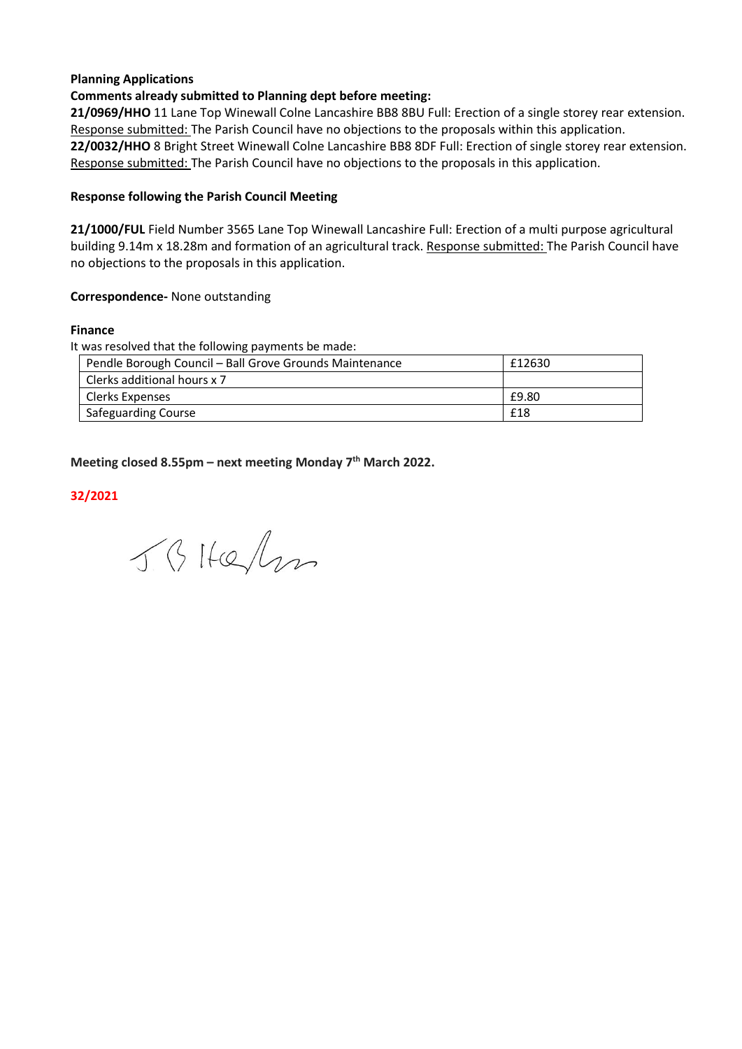**Planning Applications**

**Comments already submitted to Planning dept before meeting:**

**21/0969/HHO** 11 Lane Top Winewall Colne Lancashire BB8 8BU Full: Erection of a single storey rear extension. Response submitted: The Parish Council have no objections to the proposals within this application.

**22/0032/HHO** 8 Bright Street Winewall Colne Lancashire BB8 8DF Full: Erection of single storey rear extension. Response submitted: The Parish Council have no objections to the proposals in this application.

**Response following the Parish Council Meeting**

**21/1000/FUL** Field Number 3565 Lane Top Winewall Lancashire Full: Erection of a multi purpose agricultural building 9.14m x 18.28m and formation of an agricultural track. Response submitted: The Parish Council have no objections to the proposals in this application.

**Correspondence-** None outstanding

**Finance**

It was resolved that the following payments be made:

| | |
|---|---|
| Pendle Borough Council – Ball Grove Grounds Maintenance | £12630 |
| Clerks additional hours x 7 | |
| Clerks Expenses | £9.80 |
| Safeguarding Course | £18 |

**Meeting closed 8.55pm – next meeting Monday 7th March 2022.**

**32/2021**